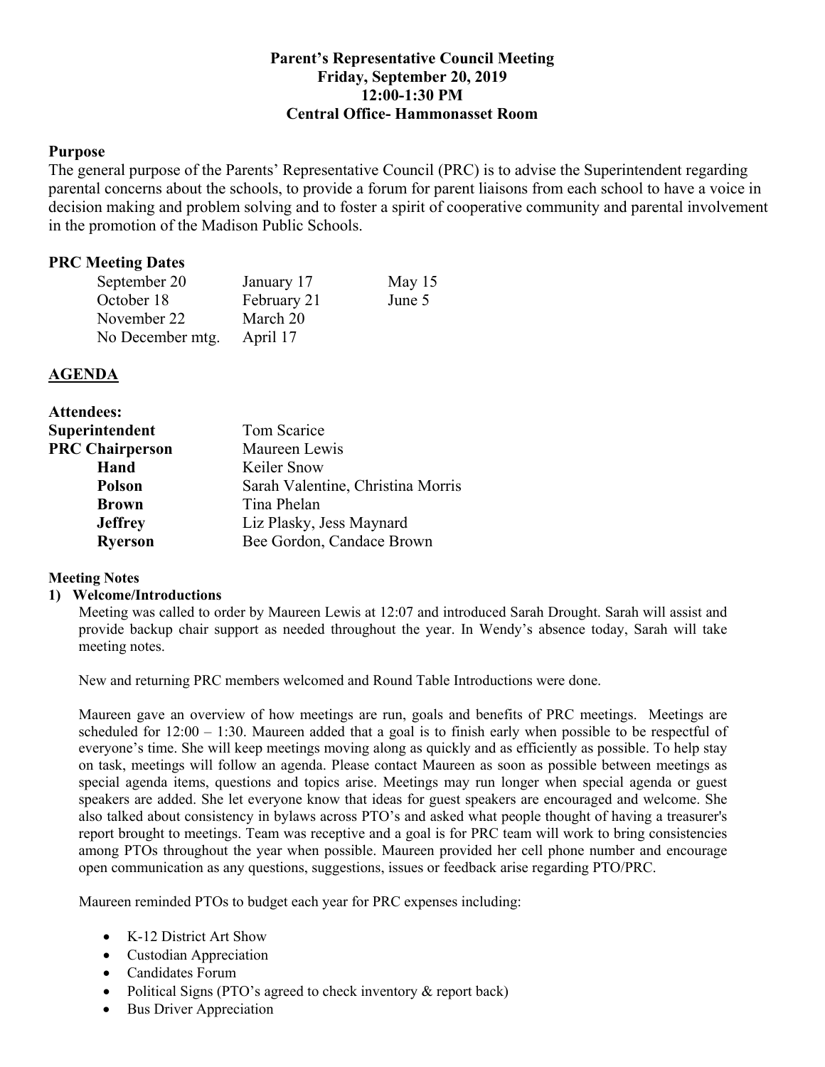**Parent's Representative Council Meeting**
**Friday, September 20, 2019**
**12:00-1:30 PM**
**Central Office- Hammonasset Room**

## Purpose

The general purpose of the Parents' Representative Council (PRC) is to advise the Superintendent regarding parental concerns about the schools, to provide a forum for parent liaisons from each school to have a voice in decision making and problem solving and to foster a spirit of cooperative community and parental involvement in the promotion of the Madison Public Schools.

## PRC Meeting Dates

| | | |
|---|---|---|
| September 20 | January 17 | May 15 |
| October 18 | February 21 | June 5 |
| November 22 | March 20 | |
| No December mtg. | April 17 | |

## AGENDA

**Attendees:**

| | |
|---|---|
| **Superintendent** | Tom Scarice |
| **PRC Chairperson** | Maureen Lewis |
| **Hand** | Keiler Snow |
| **Polson** | Sarah Valentine, Christina Morris |
| **Brown** | Tina Phelan |
| **Jeffrey** | Liz Plasky, Jess Maynard |
| **Ryerson** | Bee Gordon, Candace Brown |

**Meeting Notes**

**1) Welcome/Introductions**

Meeting was called to order by Maureen Lewis at 12:07 and introduced Sarah Drought. Sarah will assist and provide backup chair support as needed throughout the year. In Wendy's absence today, Sarah will take meeting notes.

New and returning PRC members welcomed and Round Table Introductions were done.

Maureen gave an overview of how meetings are run, goals and benefits of PRC meetings. Meetings are scheduled for 12:00 – 1:30. Maureen added that a goal is to finish early when possible to be respectful of everyone's time. She will keep meetings moving along as quickly and as efficiently as possible. To help stay on task, meetings will follow an agenda. Please contact Maureen as soon as possible between meetings as special agenda items, questions and topics arise. Meetings may run longer when special agenda or guest speakers are added. She let everyone know that ideas for guest speakers are encouraged and welcome. She also talked about consistency in bylaws across PTO's and asked what people thought of having a treasurer's report brought to meetings. Team was receptive and a goal is for PRC team will work to bring consistencies among PTOs throughout the year when possible. Maureen provided her cell phone number and encourage open communication as any questions, suggestions, issues or feedback arise regarding PTO/PRC.

Maureen reminded PTOs to budget each year for PRC expenses including:

- K-12 District Art Show
- Custodian Appreciation
- Candidates Forum
- Political Signs (PTO's agreed to check inventory & report back)
- Bus Driver Appreciation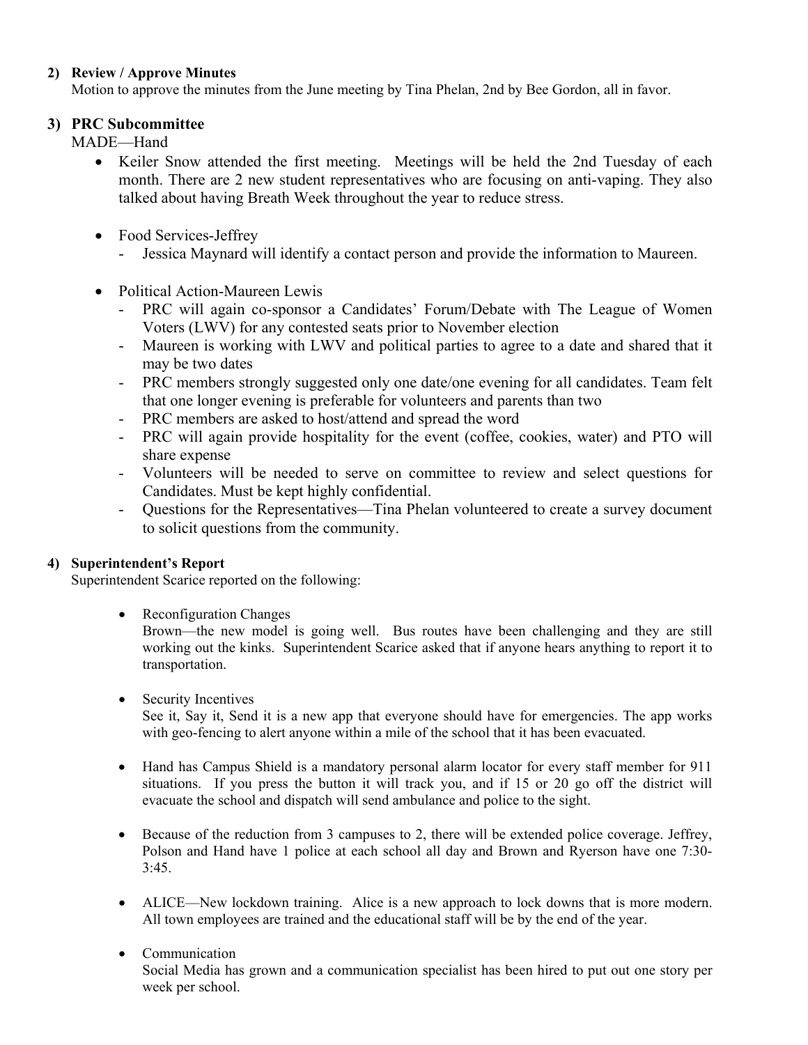2) **Review / Approve Minutes**

Motion to approve the minutes from the June meeting by Tina Phelan, 2nd by Bee Gordon, all in favor.

3) **PRC Subcommittee**

MADE—Hand

- Keiler Snow attended the first meeting. Meetings will be held the 2nd Tuesday of each month. There are 2 new student representatives who are focusing on anti-vaping. They also talked about having Breath Week throughout the year to reduce stress.

- Food Services-Jeffrey
  - Jessica Maynard will identify a contact person and provide the information to Maureen.

- Political Action-Maureen Lewis
  - PRC will again co-sponsor a Candidates' Forum/Debate with The League of Women Voters (LWV) for any contested seats prior to November election
  - Maureen is working with LWV and political parties to agree to a date and shared that it may be two dates
  - PRC members strongly suggested only one date/one evening for all candidates. Team felt that one longer evening is preferable for volunteers and parents than two
  - PRC members are asked to host/attend and spread the word
  - PRC will again provide hospitality for the event (coffee, cookies, water) and PTO will share expense
  - Volunteers will be needed to serve on committee to review and select questions for Candidates. Must be kept highly confidential.
  - Questions for the Representatives—Tina Phelan volunteered to create a survey document to solicit questions from the community.

4) **Superintendent's Report**

Superintendent Scarice reported on the following:

- Reconfiguration Changes

  Brown—the new model is going well. Bus routes have been challenging and they are still working out the kinks. Superintendent Scarice asked that if anyone hears anything to report it to transportation.

- Security Incentives

  See it, Say it, Send it is a new app that everyone should have for emergencies. The app works with geo-fencing to alert anyone within a mile of the school that it has been evacuated.

- Hand has Campus Shield is a mandatory personal alarm locator for every staff member for 911 situations. If you press the button it will track you, and if 15 or 20 go off the district will evacuate the school and dispatch will send ambulance and police to the sight.

- Because of the reduction from 3 campuses to 2, there will be extended police coverage. Jeffrey, Polson and Hand have 1 police at each school all day and Brown and Ryerson have one 7:30-3:45.

- ALICE—New lockdown training. Alice is a new approach to lock downs that is more modern. All town employees are trained and the educational staff will be by the end of the year.

- Communication

  Social Media has grown and a communication specialist has been hired to put out one story per week per school.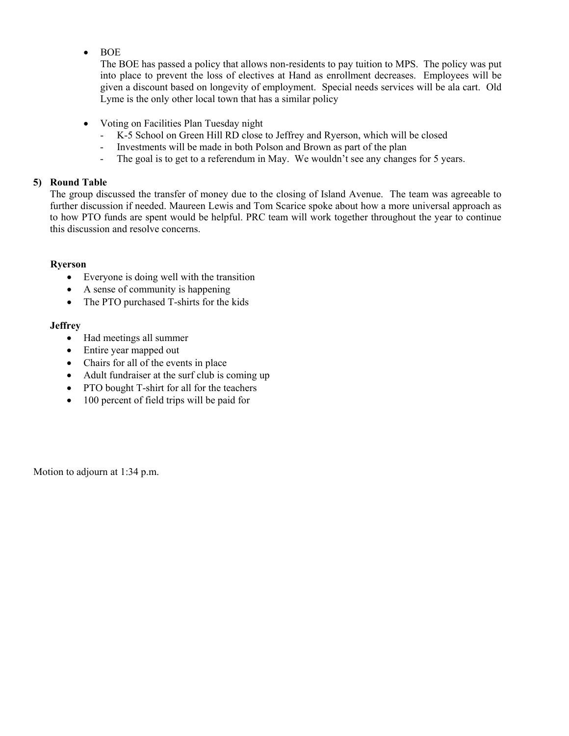- BOE
  The BOE has passed a policy that allows non-residents to pay tuition to MPS. The policy was put into place to prevent the loss of electives at Hand as enrollment decreases. Employees will be given a discount based on longevity of employment. Special needs services will be ala cart. Old Lyme is the only other local town that has a similar policy

- Voting on Facilities Plan Tuesday night
  - K-5 School on Green Hill RD close to Jeffrey and Ryerson, which will be closed
  - Investments will be made in both Polson and Brown as part of the plan
  - The goal is to get to a referendum in May. We wouldn't see any changes for 5 years.

**5) Round Table**

The group discussed the transfer of money due to the closing of Island Avenue. The team was agreeable to further discussion if needed. Maureen Lewis and Tom Scarice spoke about how a more universal approach as to how PTO funds are spent would be helpful. PRC team will work together throughout the year to continue this discussion and resolve concerns.

**Ryerson**

- Everyone is doing well with the transition
- A sense of community is happening
- The PTO purchased T-shirts for the kids

**Jeffrey**

- Had meetings all summer
- Entire year mapped out
- Chairs for all of the events in place
- Adult fundraiser at the surf club is coming up
- PTO bought T-shirt for all for the teachers
- 100 percent of field trips will be paid for

Motion to adjourn at 1:34 p.m.